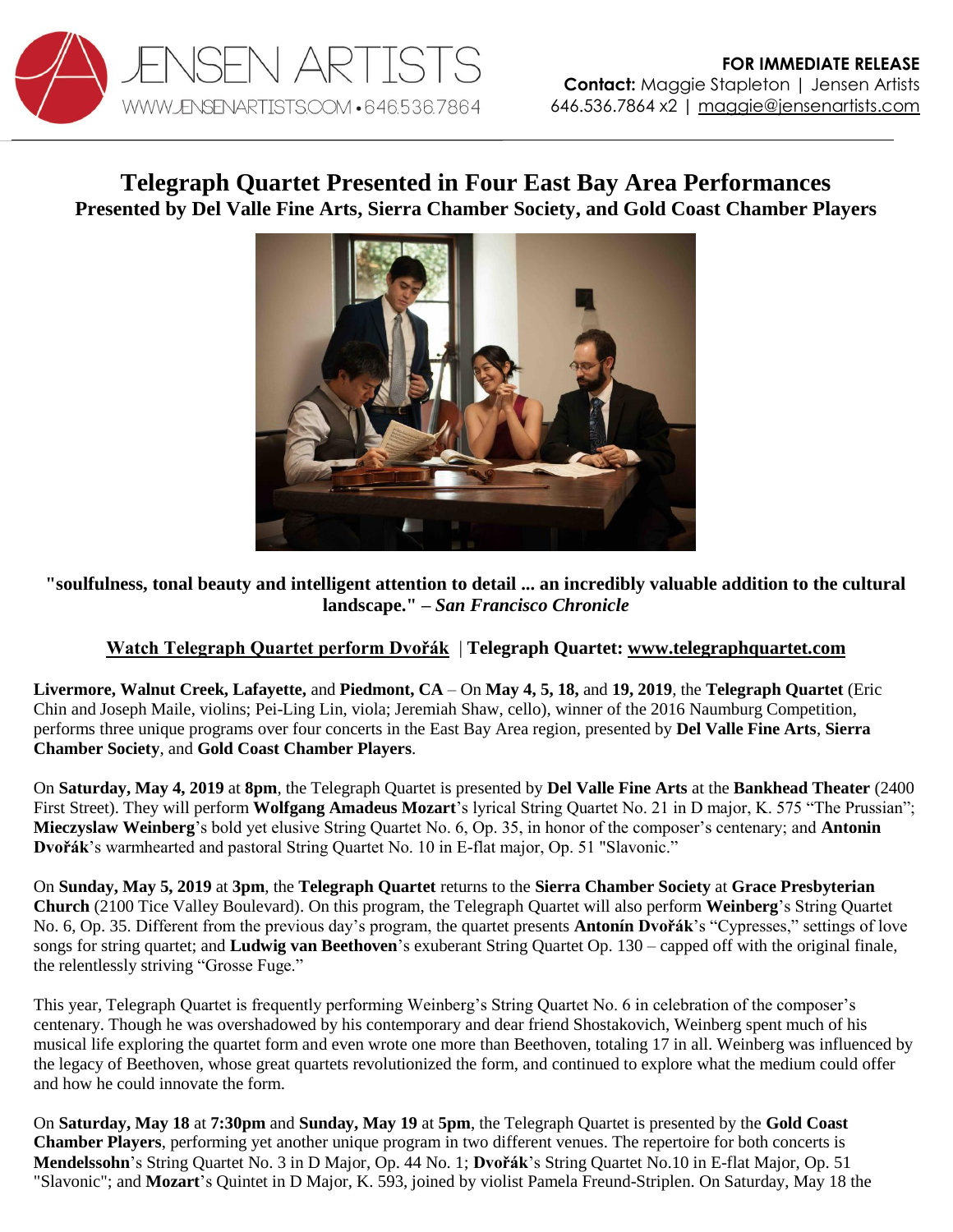JENSEN ARTISTS
WWW.JENSENARTISTS.COM • 646.536.7864

**FOR IMMEDIATE RELEASE**
**Contact:** Maggie Stapleton | Jensen Artists
646.536.7864 x2 | maggie@jensenartists.com

# Telegraph Quartet Presented in Four East Bay Area Performances

## Presented by Del Valle Fine Arts, Sierra Chamber Society, and Gold Coast Chamber Players

**"soulfulness, tonal beauty and intelligent attention to detail ... an incredibly valuable addition to the cultural landscape." –** ***San Francisco Chronicle***

**Watch Telegraph Quartet perform Dvořák** | **Telegraph Quartet: www.telegraphquartet.com**

**Livermore, Walnut Creek, Lafayette,** and **Piedmont, CA** – On **May 4, 5, 18,** and **19, 2019**, the **Telegraph Quartet** (Eric Chin and Joseph Maile, violins; Pei-Ling Lin, viola; Jeremiah Shaw, cello), winner of the 2016 Naumburg Competition, performs three unique programs over four concerts in the East Bay Area region, presented by **Del Valle Fine Arts**, **Sierra Chamber Society**, and **Gold Coast Chamber Players**.

On **Saturday, May 4, 2019** at **8pm**, the Telegraph Quartet is presented by **Del Valle Fine Arts** at the **Bankhead Theater** (2400 First Street). They will perform **Wolfgang Amadeus Mozart**'s lyrical String Quartet No. 21 in D major, K. 575 "The Prussian"; **Mieczyslaw Weinberg**'s bold yet elusive String Quartet No. 6, Op. 35, in honor of the composer's centenary; and **Antonin Dvořák**'s warmhearted and pastoral String Quartet No. 10 in E-flat major, Op. 51 "Slavonic."

On **Sunday, May 5, 2019** at **3pm**, the **Telegraph Quartet** returns to the **Sierra Chamber Society** at **Grace Presbyterian Church** (2100 Tice Valley Boulevard). On this program, the Telegraph Quartet will also perform **Weinberg**'s String Quartet No. 6, Op. 35. Different from the previous day's program, the quartet presents **Antonín Dvořák**'s "Cypresses," settings of love songs for string quartet; and **Ludwig van Beethoven**'s exuberant String Quartet Op. 130 – capped off with the original finale, the relentlessly striving "Grosse Fuge."

This year, Telegraph Quartet is frequently performing Weinberg's String Quartet No. 6 in celebration of the composer's centenary. Though he was overshadowed by his contemporary and dear friend Shostakovich, Weinberg spent much of his musical life exploring the quartet form and even wrote one more than Beethoven, totaling 17 in all. Weinberg was influenced by the legacy of Beethoven, whose great quartets revolutionized the form, and continued to explore what the medium could offer and how he could innovate the form.

On **Saturday, May 18** at **7:30pm** and **Sunday, May 19** at **5pm**, the Telegraph Quartet is presented by the **Gold Coast Chamber Players**, performing yet another unique program in two different venues. The repertoire for both concerts is **Mendelssohn**'s String Quartet No. 3 in D Major, Op. 44 No. 1; **Dvořák**'s String Quartet No.10 in E-flat Major, Op. 51 "Slavonic"; and **Mozart**'s Quintet in D Major, K. 593, joined by violist Pamela Freund-Striplen. On Saturday, May 18 the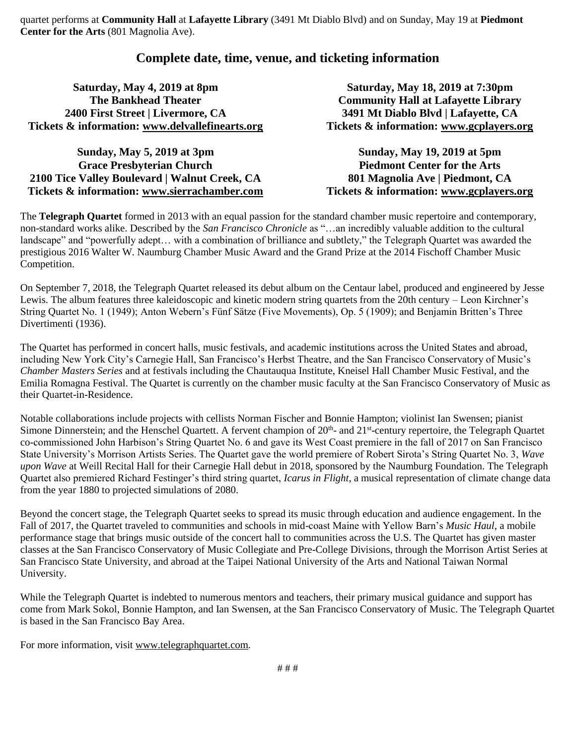quartet performs at **Community Hall** at **Lafayette Library** (3491 Mt Diablo Blvd) and on Sunday, May 19 at **Piedmont Center for the Arts** (801 Magnolia Ave).

## Complete date, time, venue, and ticketing information

**Saturday, May 4, 2019 at 8pm**
**The Bankhead Theater**
**2400 First Street | Livermore, CA**
**Tickets & information: www.delvallefinearts.org**

**Sunday, May 5, 2019 at 3pm**
**Grace Presbyterian Church**
**2100 Tice Valley Boulevard | Walnut Creek, CA**
**Tickets & information: www.sierrachamber.com**

**Saturday, May 18, 2019 at 7:30pm**
**Community Hall at Lafayette Library**
**3491 Mt Diablo Blvd | Lafayette, CA**
**Tickets & information: www.gcplayers.org**

**Sunday, May 19, 2019 at 5pm**
**Piedmont Center for the Arts**
**801 Magnolia Ave | Piedmont, CA**
**Tickets & information: www.gcplayers.org**

The **Telegraph Quartet** formed in 2013 with an equal passion for the standard chamber music repertoire and contemporary, non-standard works alike. Described by the *San Francisco Chronicle* as "…an incredibly valuable addition to the cultural landscape" and "powerfully adept… with a combination of brilliance and subtlety," the Telegraph Quartet was awarded the prestigious 2016 Walter W. Naumburg Chamber Music Award and the Grand Prize at the 2014 Fischoff Chamber Music Competition.

On September 7, 2018, the Telegraph Quartet released its debut album on the Centaur label, produced and engineered by Jesse Lewis. The album features three kaleidoscopic and kinetic modern string quartets from the 20th century – Leon Kirchner's String Quartet No. 1 (1949); Anton Webern's Fünf Sätze (Five Movements), Op. 5 (1909); and Benjamin Britten's Three Divertimenti (1936).

The Quartet has performed in concert halls, music festivals, and academic institutions across the United States and abroad, including New York City's Carnegie Hall, San Francisco's Herbst Theatre, and the San Francisco Conservatory of Music's *Chamber Masters Series* and at festivals including the Chautauqua Institute, Kneisel Hall Chamber Music Festival, and the Emilia Romagna Festival. The Quartet is currently on the chamber music faculty at the San Francisco Conservatory of Music as their Quartet-in-Residence.

Notable collaborations include projects with cellists Norman Fischer and Bonnie Hampton; violinist Ian Swensen; pianist Simone Dinnerstein; and the Henschel Quartett. A fervent champion of 20th- and 21st-century repertoire, the Telegraph Quartet co-commissioned John Harbison's String Quartet No. 6 and gave its West Coast premiere in the fall of 2017 on San Francisco State University's Morrison Artists Series. The Quartet gave the world premiere of Robert Sirota's String Quartet No. 3, *Wave upon Wave* at Weill Recital Hall for their Carnegie Hall debut in 2018, sponsored by the Naumburg Foundation. The Telegraph Quartet also premiered Richard Festinger's third string quartet, *Icarus in Flight*, a musical representation of climate change data from the year 1880 to projected simulations of 2080.

Beyond the concert stage, the Telegraph Quartet seeks to spread its music through education and audience engagement. In the Fall of 2017, the Quartet traveled to communities and schools in mid-coast Maine with Yellow Barn's *Music Haul*, a mobile performance stage that brings music outside of the concert hall to communities across the U.S. The Quartet has given master classes at the San Francisco Conservatory of Music Collegiate and Pre-College Divisions, through the Morrison Artist Series at San Francisco State University, and abroad at the Taipei National University of the Arts and National Taiwan Normal University.

While the Telegraph Quartet is indebted to numerous mentors and teachers, their primary musical guidance and support has come from Mark Sokol, Bonnie Hampton, and Ian Swensen, at the San Francisco Conservatory of Music. The Telegraph Quartet is based in the San Francisco Bay Area.

For more information, visit www.telegraphquartet.com.

# # #